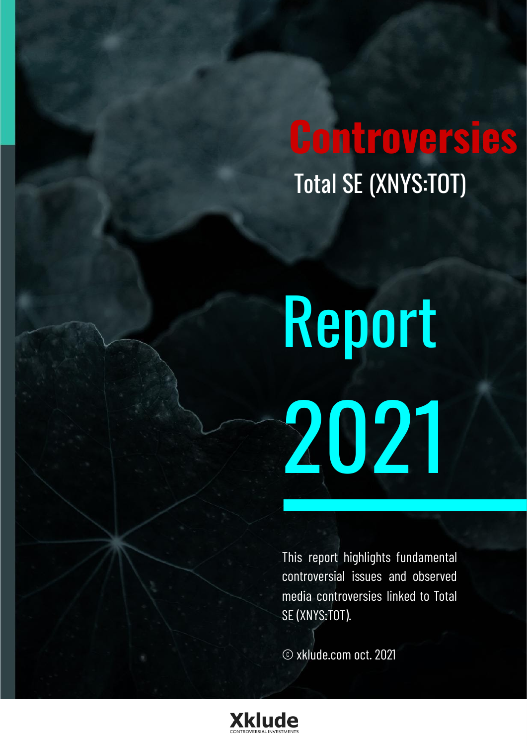# Controversies

## Total SE (XNYS:TOT)

# Report 2021

This report highlights fundamental controversial issues and observed media controversies linked to Total SE (XNYS:TOT).

© xklude.com oct. 2021

Xklude
CONTROVERSIAL INVESTMENTS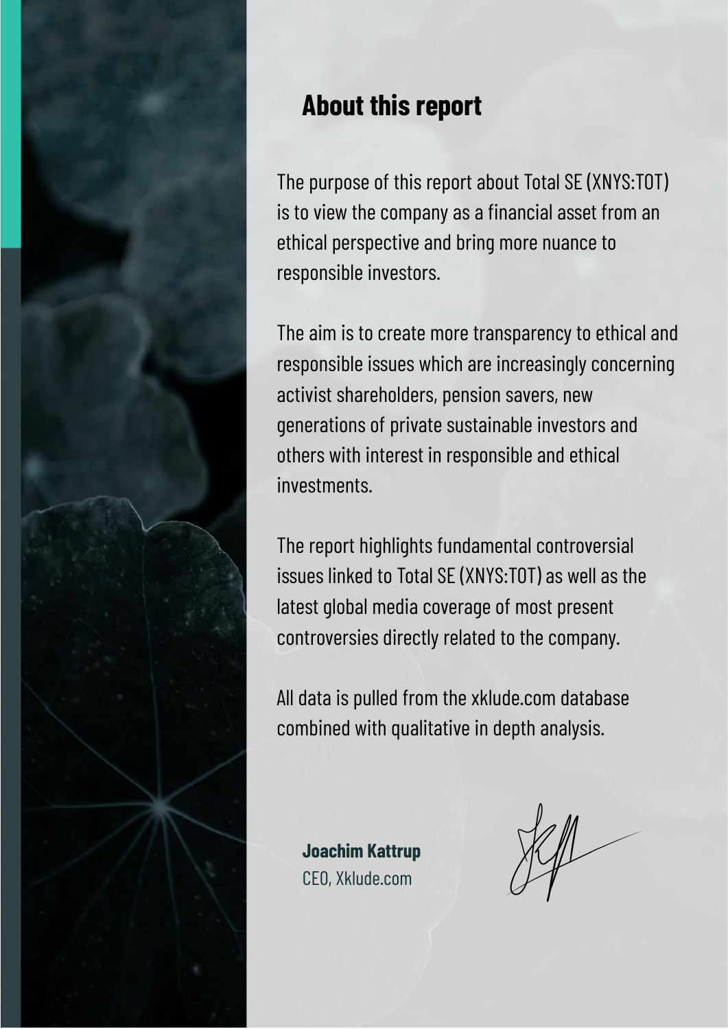## About this report

The purpose of this report about Total SE (XNYS:TOT) is to view the company as a financial asset from an ethical perspective and bring more nuance to responsible investors.

The aim is to create more transparency to ethical and responsible issues which are increasingly concerning activist shareholders, pension savers, new generations of private sustainable investors and others with interest in responsible and ethical investments.

The report highlights fundamental controversial issues linked to Total SE (XNYS:TOT) as well as the latest global media coverage of most present controversies directly related to the company.

All data is pulled from the xklude.com database combined with qualitative in depth analysis.

**Joachim Kattrup**
CEO, Xklude.com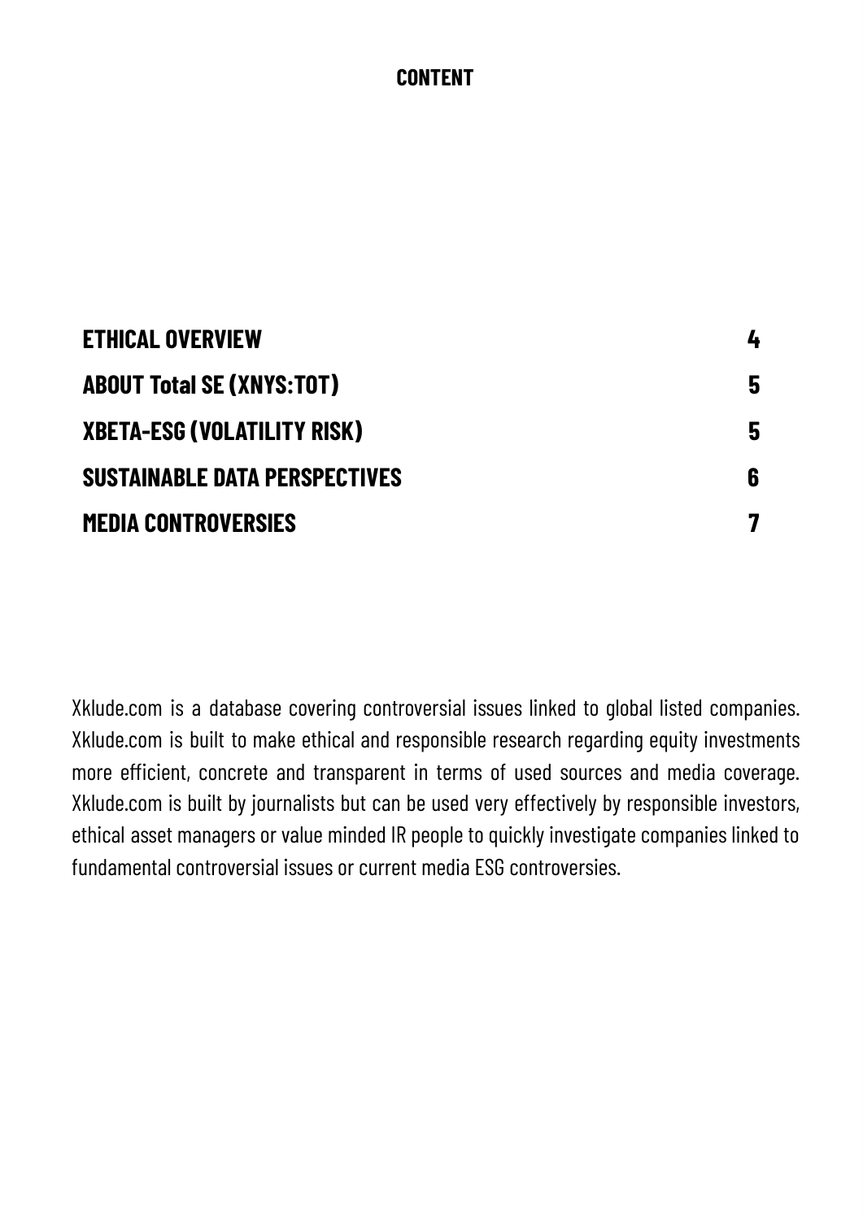## CONTENT

| | |
|---|---|
| **ETHICAL OVERVIEW** | **4** |
| **ABOUT Total SE (XNYS:TOT)** | **5** |
| **XBETA-ESG (VOLATILITY RISK)** | **5** |
| **SUSTAINABLE DATA PERSPECTIVES** | **6** |
| **MEDIA CONTROVERSIES** | **7** |

Xklude.com is a database covering controversial issues linked to global listed companies. Xklude.com is built to make ethical and responsible research regarding equity investments more efficient, concrete and transparent in terms of used sources and media coverage. Xklude.com is built by journalists but can be used very effectively by responsible investors, ethical asset managers or value minded IR people to quickly investigate companies linked to fundamental controversial issues or current media ESG controversies.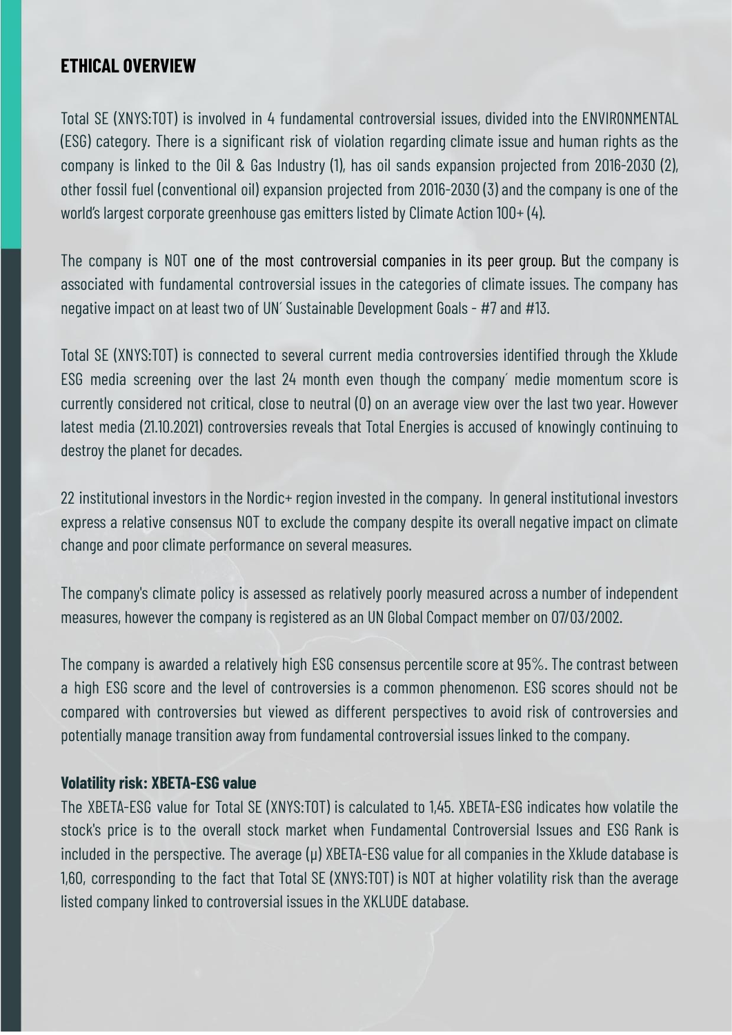## ETHICAL OVERVIEW

Total SE (XNYS:TOT) is involved in 4 fundamental controversial issues, divided into the ENVIRONMENTAL (ESG) category. There is a significant risk of violation regarding climate issue and human rights as the company is linked to the Oil & Gas Industry (1), has oil sands expansion projected from 2016-2030 (2), other fossil fuel (conventional oil) expansion projected from 2016-2030 (3) and the company is one of the world's largest corporate greenhouse gas emitters listed by Climate Action 100+ (4).

The company is NOT one of the most controversial companies in its peer group. But the company is associated with fundamental controversial issues in the categories of climate issues. The company has negative impact on at least two of UN´ Sustainable Development Goals - #7 and #13.

Total SE (XNYS:TOT) is connected to several current media controversies identified through the Xklude ESG media screening over the last 24 month even though the company´ medie momentum score is currently considered not critical, close to neutral (0) on an average view over the last two year. However latest media (21.10.2021) controversies reveals that Total Energies is accused of knowingly continuing to destroy the planet for decades.

22 institutional investors in the Nordic+ region invested in the company. In general institutional investors express a relative consensus NOT to exclude the company despite its overall negative impact on climate change and poor climate performance on several measures.

The company's climate policy is assessed as relatively poorly measured across a number of independent measures, however the company is registered as an UN Global Compact member on 07/03/2002.

The company is awarded a relatively high ESG consensus percentile score at 95%. The contrast between a high ESG score and the level of controversies is a common phenomenon. ESG scores should not be compared with controversies but viewed as different perspectives to avoid risk of controversies and potentially manage transition away from fundamental controversial issues linked to the company.

**Volatility risk: XBETA-ESG value**

The XBETA-ESG value for Total SE (XNYS:TOT) is calculated to 1,45. XBETA-ESG indicates how volatile the stock's price is to the overall stock market when Fundamental Controversial Issues and ESG Rank is included in the perspective. The average (μ) XBETA-ESG value for all companies in the Xklude database is 1,60, corresponding to the fact that Total SE (XNYS:TOT) is NOT at higher volatility risk than the average listed company linked to controversial issues in the XKLUDE database.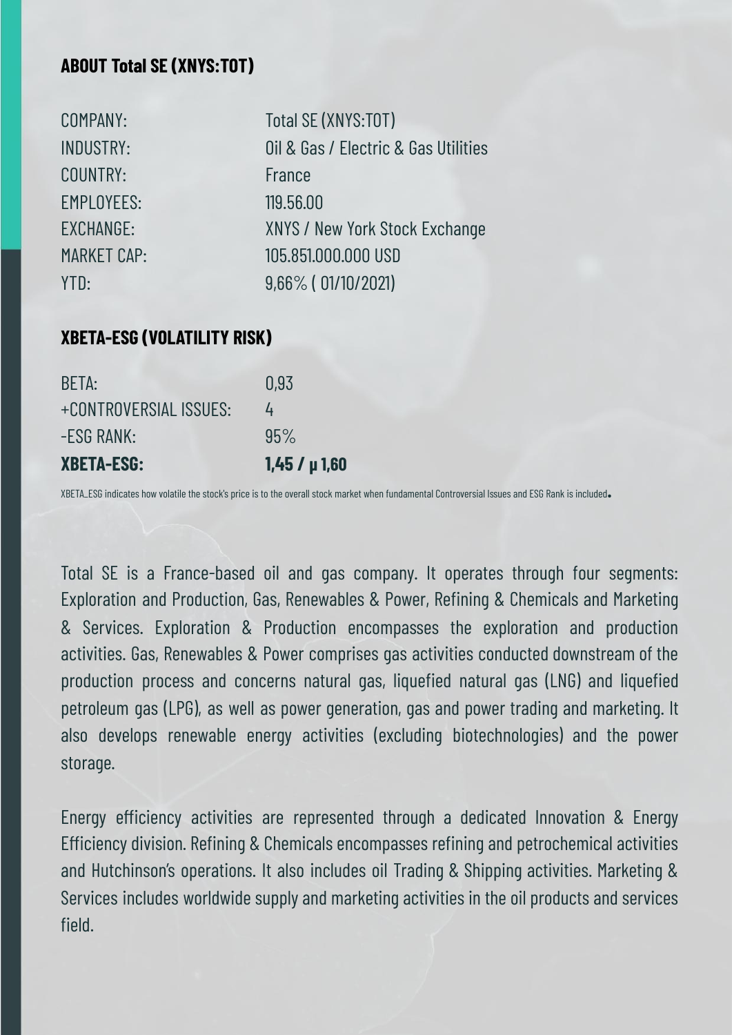### ABOUT Total SE (XNYS:TOT)

| | |
|---|---|
| COMPANY: | Total SE (XNYS:TOT) |
| INDUSTRY: | Oil & Gas / Electric & Gas Utilities |
| COUNTRY: | France |
| EMPLOYEES: | 119.56.00 |
| EXCHANGE: | XNYS / New York Stock Exchange |
| MARKET CAP: | 105.851.000.000 USD |
| YTD: | 9,66% ( 01/10/2021) |

### XBETA-ESG (VOLATILITY RISK)

| | |
|---|---|
| BETA: | 0,93 |
| +CONTROVERSIAL ISSUES: | 4 |
| -ESG RANK: | 95% |
| **XBETA-ESG:** | **1,45 / µ 1,60** |

XBETA_ESG indicates how volatile the stock's price is to the overall stock market when fundamental Controversial Issues and ESG Rank is included.

Total SE is a France-based oil and gas company. It operates through four segments: Exploration and Production, Gas, Renewables & Power, Refining & Chemicals and Marketing & Services. Exploration & Production encompasses the exploration and production activities. Gas, Renewables & Power comprises gas activities conducted downstream of the production process and concerns natural gas, liquefied natural gas (LNG) and liquefied petroleum gas (LPG), as well as power generation, gas and power trading and marketing. It also develops renewable energy activities (excluding biotechnologies) and the power storage.

Energy efficiency activities are represented through a dedicated Innovation & Energy Efficiency division. Refining & Chemicals encompasses refining and petrochemical activities and Hutchinson's operations. It also includes oil Trading & Shipping activities. Marketing & Services includes worldwide supply and marketing activities in the oil products and services field.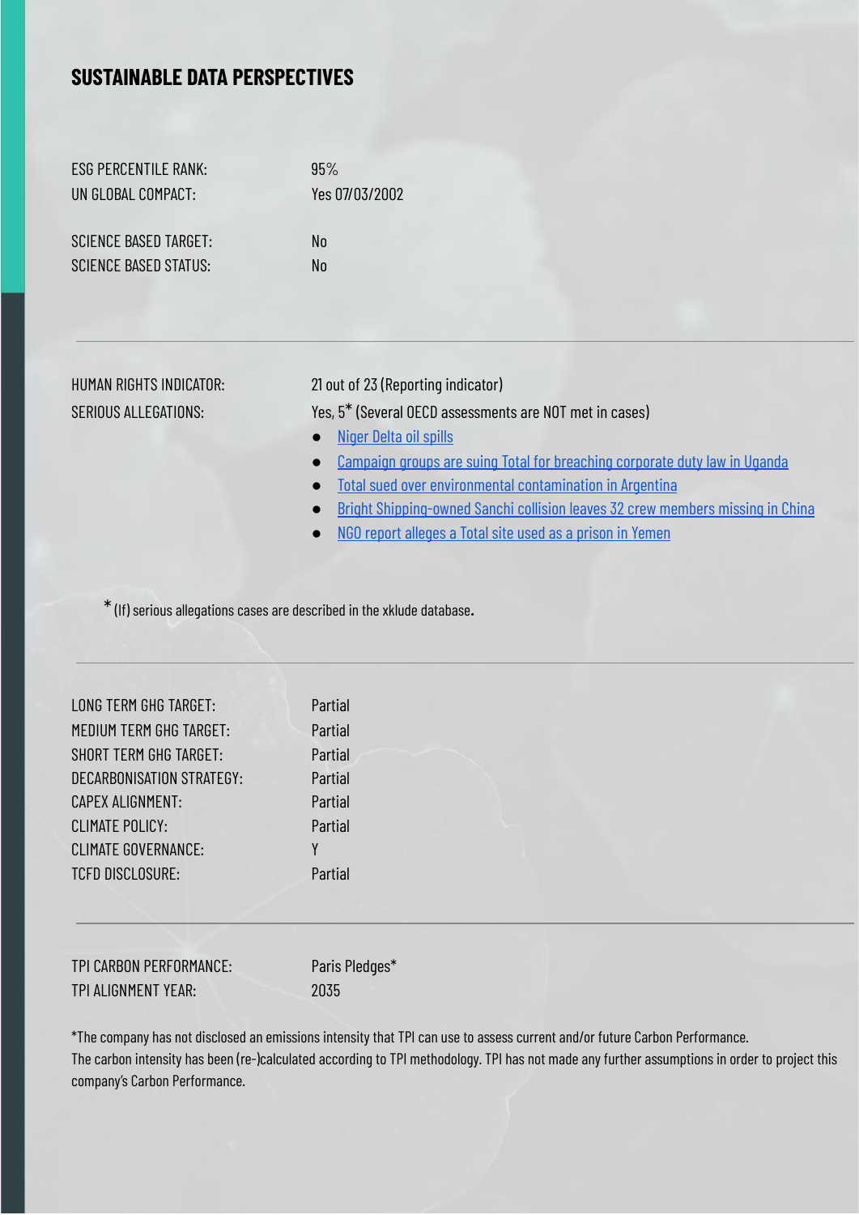## SUSTAINABLE DATA PERSPECTIVES

| | |
|---|---|
| ESG PERCENTILE RANK: | 95% |
| UN GLOBAL COMPACT: | Yes 07/03/2002 |
| SCIENCE BASED TARGET: | No |
| SCIENCE BASED STATUS: | No |

---

| | |
|---|---|
| HUMAN RIGHTS INDICATOR: | 21 out of 23 (Reporting indicator) |
| SERIOUS ALLEGATIONS: | Yes, 5* (Several OECD assessments are NOT met in cases) |

- Niger Delta oil spills
- Campaign groups are suing Total for breaching corporate duty law in Uganda
- Total sued over environmental contamination in Argentina
- Bright Shipping-owned Sanchi collision leaves 32 crew members missing in China
- NGO report alleges a Total site used as a prison in Yemen

* (If) serious allegations cases are described in the xklude database.

---

| | |
|---|---|
| LONG TERM GHG TARGET: | Partial |
| MEDIUM TERM GHG TARGET: | Partial |
| SHORT TERM GHG TARGET: | Partial |
| DECARBONISATION STRATEGY: | Partial |
| CAPEX ALIGNMENT: | Partial |
| CLIMATE POLICY: | Partial |
| CLIMATE GOVERNANCE: | Y |
| TCFD DISCLOSURE: | Partial |

---

| | |
|---|---|
| TPI CARBON PERFORMANCE: | Paris Pledges* |
| TPI ALIGNMENT YEAR: | 2035 |

*The company has not disclosed an emissions intensity that TPI can use to assess current and/or future Carbon Performance. The carbon intensity has been (re-)calculated according to TPI methodology. TPI has not made any further assumptions in order to project this company's Carbon Performance.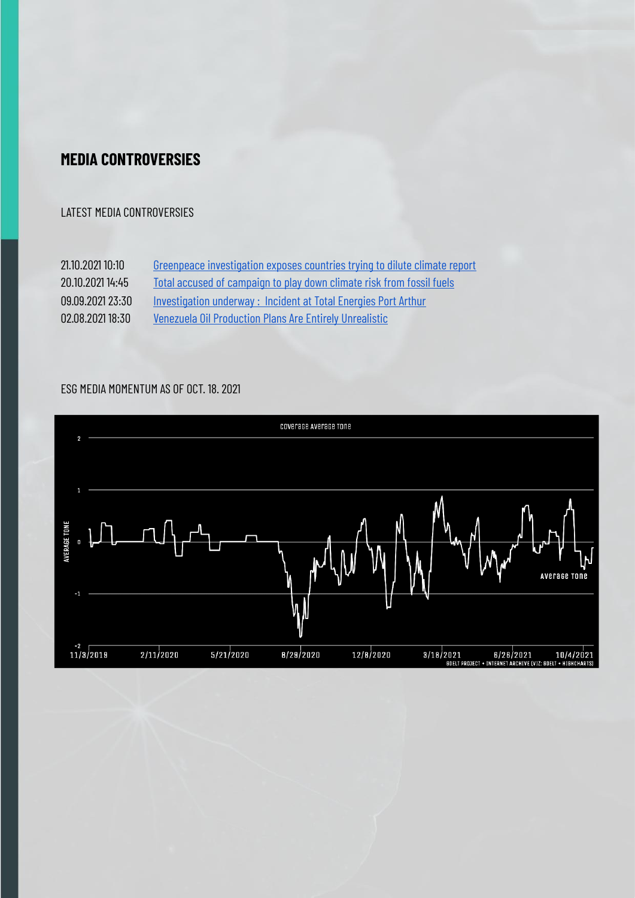## MEDIA CONTROVERSIES

LATEST MEDIA CONTROVERSIES

| | |
|---|---|
| 21.10.2021 10:10 | Greenpeace investigation exposes countries trying to dilute climate report |
| 20.10.2021 14:45 | Total accused of campaign to play down climate risk from fossil fuels |
| 09.09.2021 23:30 | Investigation underway : Incident at Total Energies Port Arthur |
| 02.08.2021 18:30 | Venezuela Oil Production Plans Are Entirely Unrealistic |

ESG MEDIA MOMENTUM AS OF OCT. 18. 2021

Coverage Average Tone

AVERAGE TONE

2, 1, 0, -1, -2

11/3/2019, 2/11/2020, 5/21/2020, 8/29/2020, 12/8/2020, 3/18/2021, 6/26/2021, 10/4/2021

Average Tone

GDELT PROJECT + INTERNET ARCHIVE (VIZ: GDELT + HIGHCHARTS)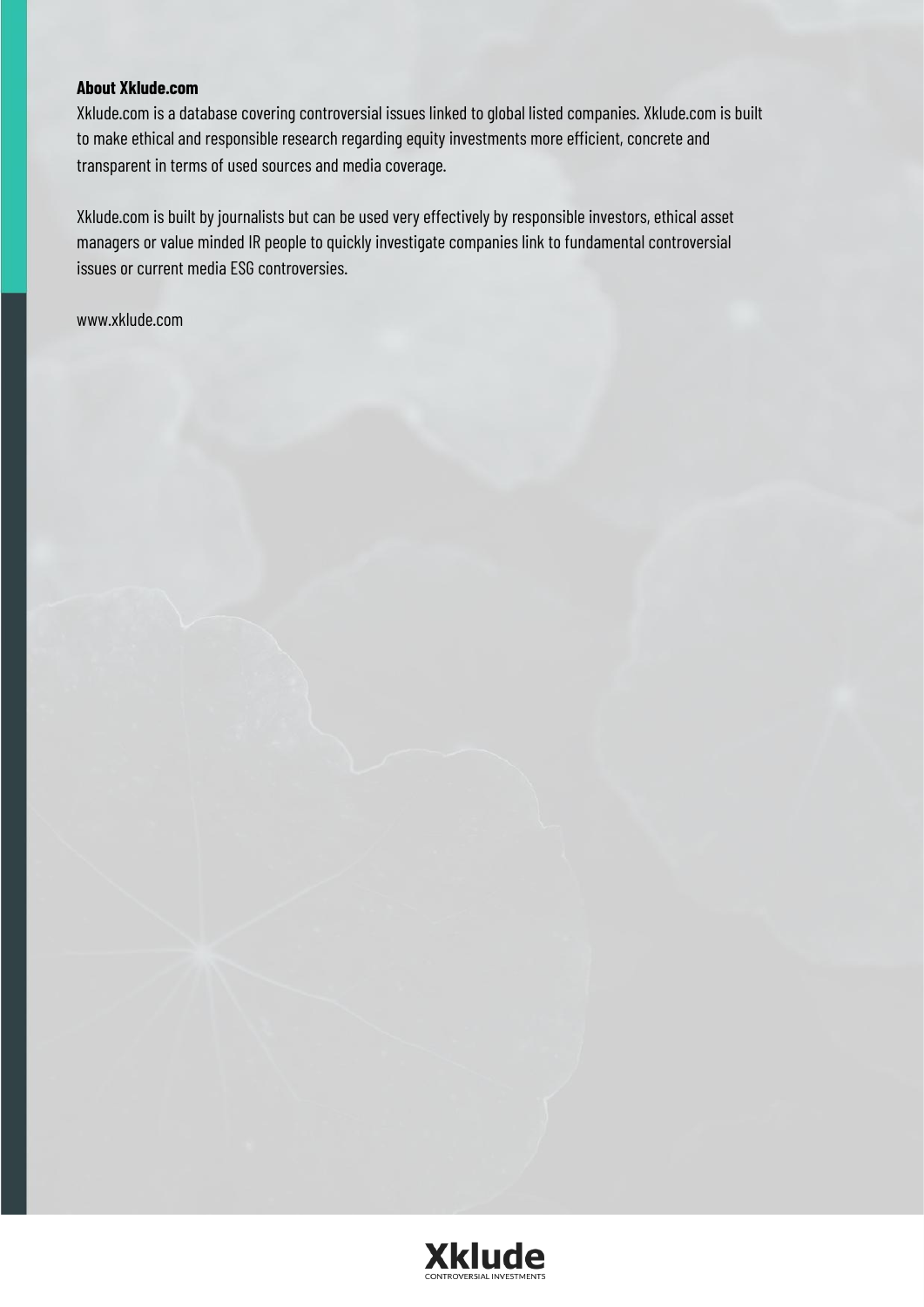**About Xklude.com**

Xklude.com is a database covering controversial issues linked to global listed companies. Xklude.com is built to make ethical and responsible research regarding equity investments more efficient, concrete and transparent in terms of used sources and media coverage.

Xklude.com is built by journalists but can be used very effectively by responsible investors, ethical asset managers or value minded IR people to quickly investigate companies link to fundamental controversial issues or current media ESG controversies.

www.xklude.com

Xklude
CONTROVERSIAL INVESTMENTS